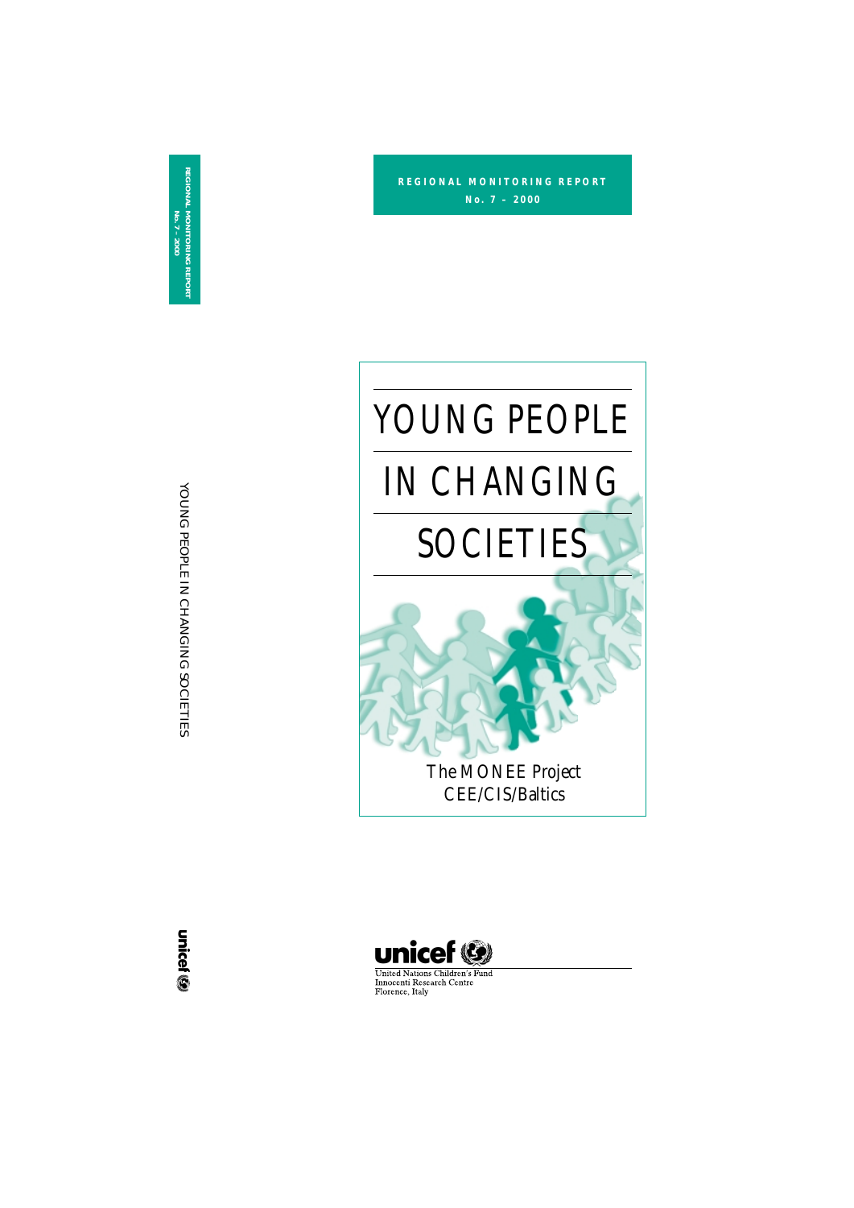REGIONAL MONITORING REPORT

No. 7 – 2000

# YOUNG PEOPLE IN CHANGING SOCIETIES

The MONEE Project

CEE/CIS/Baltics

unicef

United Nations Children's Fund
Innocenti Research Centre
Florence, Italy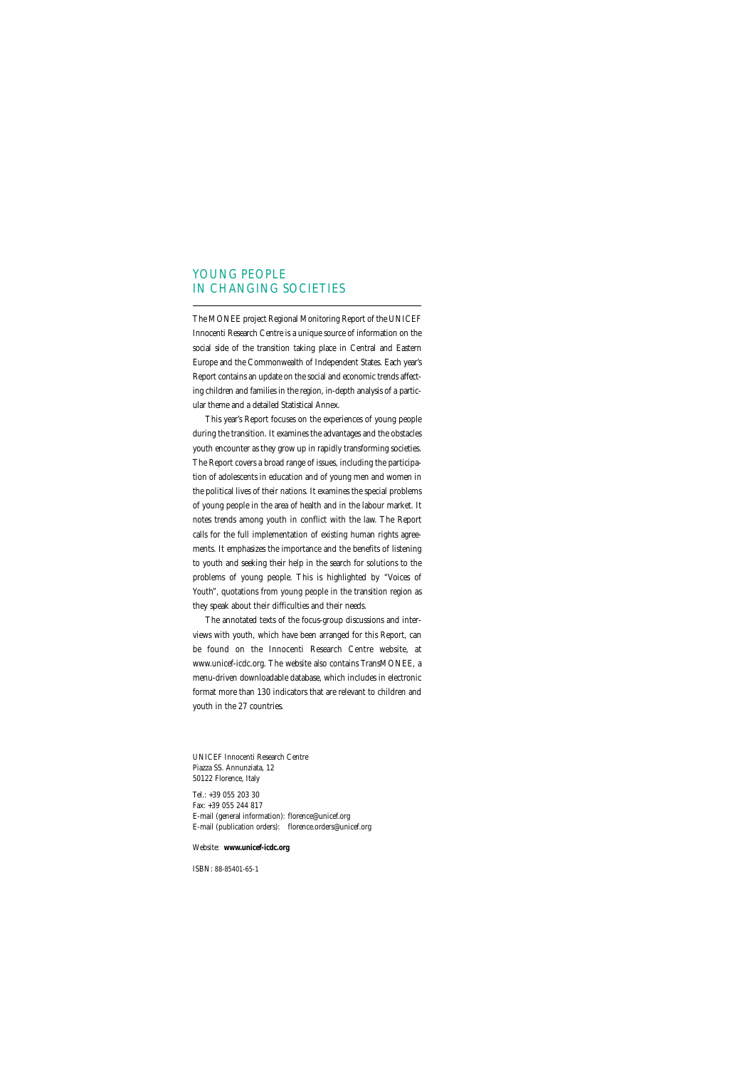# YOUNG PEOPLE IN CHANGING SOCIETIES

The MONEE project Regional Monitoring Report of the UNICEF Innocenti Research Centre is a unique source of information on the social side of the transition taking place in Central and Eastern Europe and the Commonwealth of Independent States. Each year's Report contains an update on the social and economic trends affecting children and families in the region, in-depth analysis of a particular theme and a detailed Statistical Annex.

This year's Report focuses on the experiences of young people during the transition. It examines the advantages and the obstacles youth encounter as they grow up in rapidly transforming societies. The Report covers a broad range of issues, including the participation of adolescents in education and of young men and women in the political lives of their nations. It examines the special problems of young people in the area of health and in the labour market. It notes trends among youth in conflict with the law. The Report calls for the full implementation of existing human rights agreements. It emphasizes the importance and the benefits of listening to youth and seeking their help in the search for solutions to the problems of young people. This is highlighted by "Voices of Youth", quotations from young people in the transition region as they speak about their difficulties and their needs.

The annotated texts of the focus-group discussions and interviews with youth, which have been arranged for this Report, can be found on the Innocenti Research Centre website, at www.unicef-icdc.org. The website also contains TransMONEE, a menu-driven downloadable database, which includes in electronic format more than 130 indicators that are relevant to children and youth in the 27 countries.

UNICEF Innocenti Research Centre
Piazza SS. Annunziata, 12
50122 Florence, Italy

Tel.: +39 055 203 30
Fax: +39 055 244 817
E-mail (general information): florence@unicef.org
E-mail (publication orders): florence.orders@unicef.org

Website: **www.unicef-icdc.org**

ISBN: 88-85401-65-1